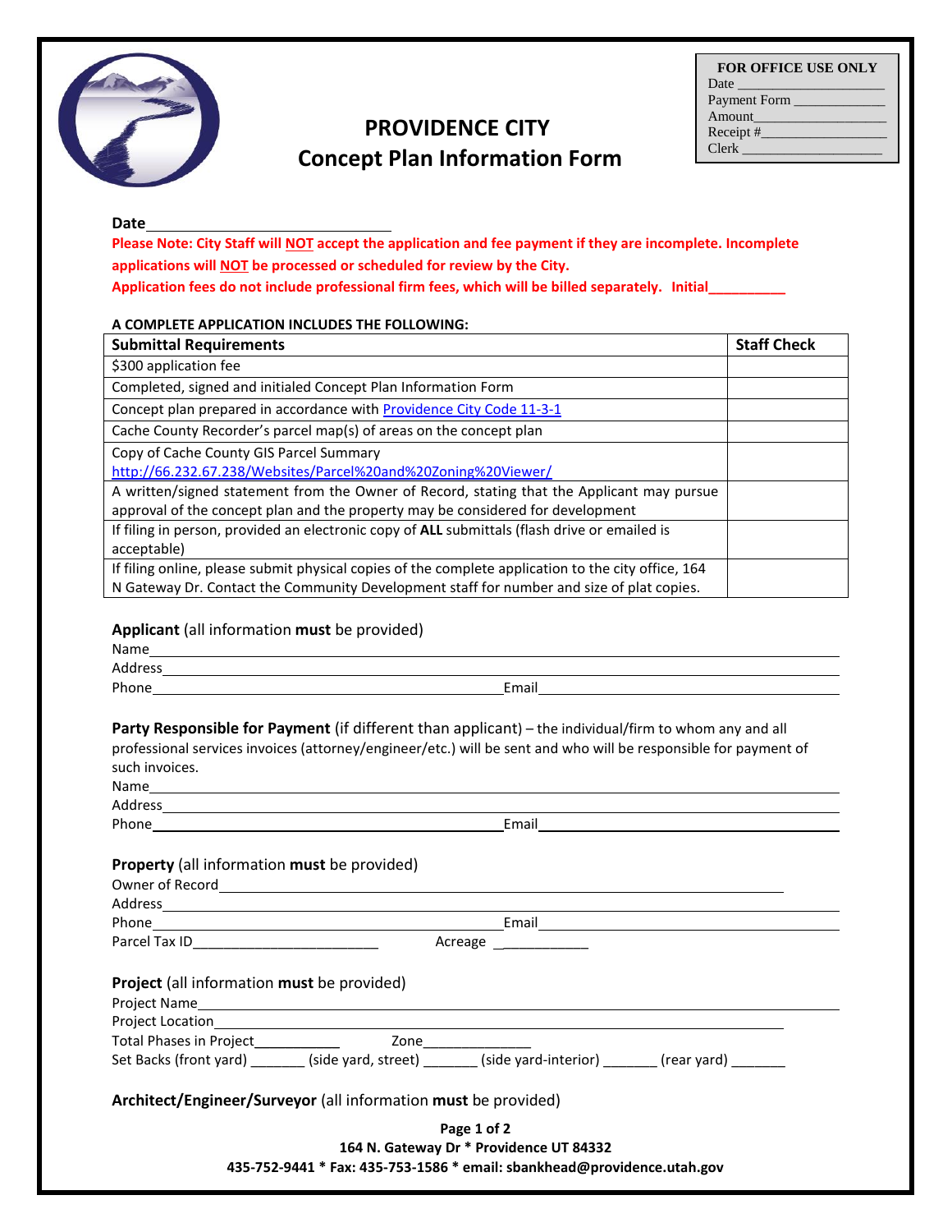| FOR OFFICE USE ONLY |
|---|
| Date ____________________ |
| Payment Form ____________ |
| Amount_________________ |
| Receipt #________________ |
| Clerk ___________________ |

# PROVIDENCE CITY
## Concept Plan Information Form

**Date**____________________________

**Please Note: City Staff will NOT accept the application and fee payment if they are incomplete. Incomplete applications will NOT be processed or scheduled for review by the City.**

**Application fees do not include professional firm fees, which will be billed separately. Initial__________**

**A COMPLETE APPLICATION INCLUDES THE FOLLOWING:**

| Submittal Requirements | Staff Check |
|---|---|
| $300 application fee | |
| Completed, signed and initialed Concept Plan Information Form | |
| Concept plan prepared in accordance with Providence City Code 11-3-1 | |
| Cache County Recorder's parcel map(s) of areas on the concept plan | |
| Copy of Cache County GIS Parcel Summary http://66.232.67.238/Websites/Parcel%20and%20Zoning%20Viewer/ | |
| A written/signed statement from the Owner of Record, stating that the Applicant may pursue approval of the concept plan and the property may be considered for development | |
| If filing in person, provided an electronic copy of **ALL** submittals (flash drive or emailed is acceptable) | |
| If filing online, please submit physical copies of the complete application to the city office, 164 N Gateway Dr. Contact the Community Development staff for number and size of plat copies. | |

**Applicant** (all information **must** be provided)

Name______________________________________________________________

Address____________________________________________________________

Phone_______________________________ Email_______________________________

**Party Responsible for Payment** (if different than applicant) – the individual/firm to whom any and all professional services invoices (attorney/engineer/etc.) will be sent and who will be responsible for payment of such invoices.

Name______________________________________________________________

Address____________________________________________________________

Phone_______________________________ Email_______________________________

**Property** (all information **must** be provided)

Owner of Record_____________________________________________________

Address____________________________________________________________

Phone_______________________________ Email_______________________________

Parcel Tax ID________________________ Acreage ___________

**Project** (all information **must** be provided)

Project Name________________________________________________________

Project Location______________________________________________________

Total Phases in Project___________ Zone______________

Set Backs (front yard) _______ (side yard, street) _______ (side yard-interior) _______ (rear yard) _______

**Architect/Engineer/Surveyor** (all information **must** be provided)

164 N. Gateway Dr * Providence UT 84332

435-752-9441 * Fax: 435-753-1586 * email: sbankhead@providence.utah.gov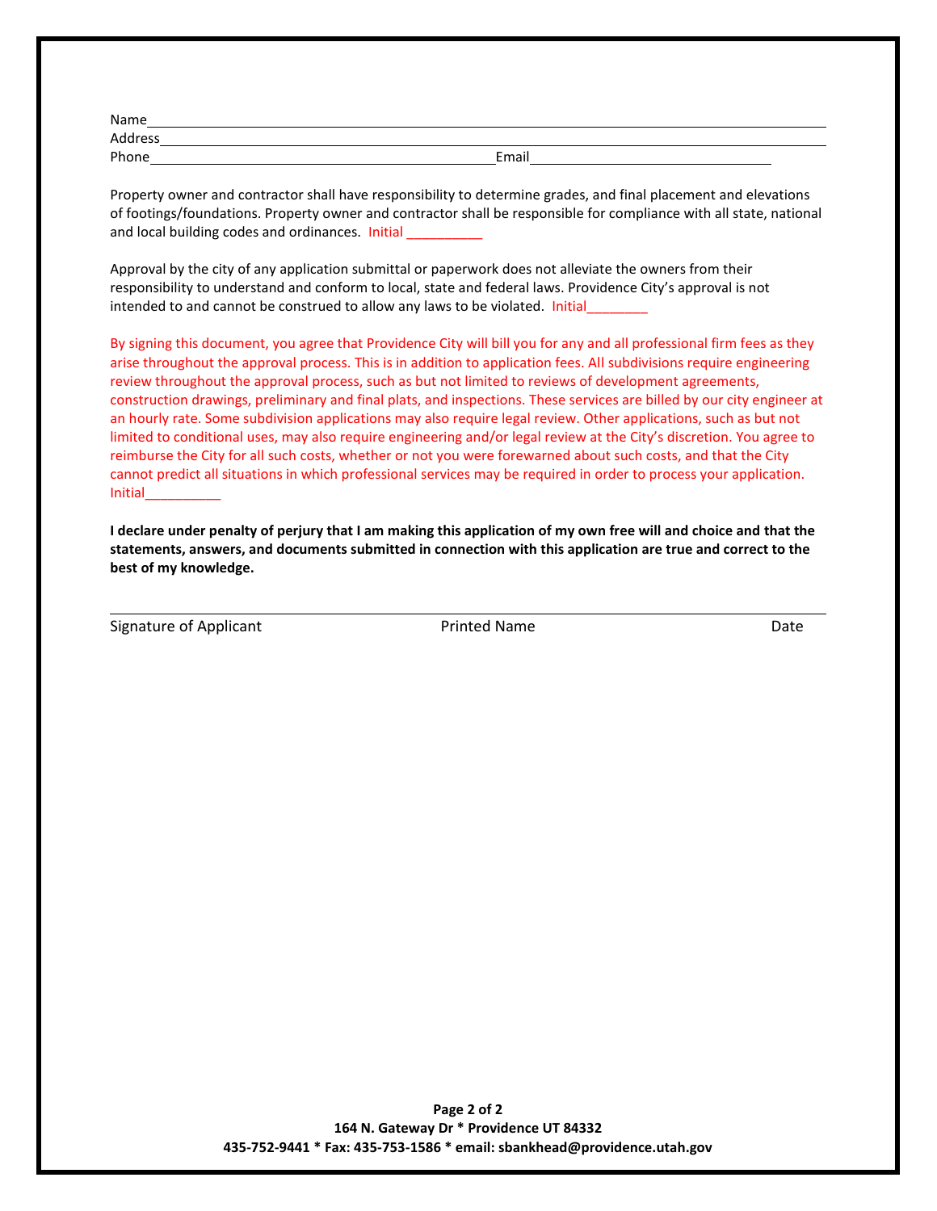Name\_\_\_\_\_\_\_\_\_\_\_\_\_\_\_\_\_\_\_\_\_\_\_\_\_\_\_\_\_\_\_\_\_\_\_\_\_\_\_\_\_\_\_\_\_\_\_\_\_\_\_\_\_\_\_\_\_\_\_\_

Address\_\_\_\_\_\_\_\_\_\_\_\_\_\_\_\_\_\_\_\_\_\_\_\_\_\_\_\_\_\_\_\_\_\_\_\_\_\_\_\_\_\_\_\_\_\_\_\_\_\_\_\_\_\_\_\_\_\_

Phone\_\_\_\_\_\_\_\_\_\_\_\_\_\_\_\_\_\_\_\_\_\_\_\_\_\_\_\_\_\_\_\_\_\_\_\_ Email\_\_\_\_\_\_\_\_\_\_\_\_\_\_\_\_\_\_\_\_\_\_\_\_\_\_\_\_

Property owner and contractor shall have responsibility to determine grades, and final placement and elevations of footings/foundations. Property owner and contractor shall be responsible for compliance with all state, national and local building codes and ordinances. Initial \_\_\_\_\_\_\_\_\_\_

Approval by the city of any application submittal or paperwork does not alleviate the owners from their responsibility to understand and conform to local, state and federal laws. Providence City's approval is not intended to and cannot be construed to allow any laws to be violated. Initial\_\_\_\_\_\_\_\_

By signing this document, you agree that Providence City will bill you for any and all professional firm fees as they arise throughout the approval process. This is in addition to application fees. All subdivisions require engineering review throughout the approval process, such as but not limited to reviews of development agreements, construction drawings, preliminary and final plats, and inspections. These services are billed by our city engineer at an hourly rate. Some subdivision applications may also require legal review. Other applications, such as but not limited to conditional uses, may also require engineering and/or legal review at the City's discretion. You agree to reimburse the City for all such costs, whether or not you were forewarned about such costs, and that the City cannot predict all situations in which professional services may be required in order to process your application. Initial\_\_\_\_\_\_\_\_\_\_

**I declare under penalty of perjury that I am making this application of my own free will and choice and that the statements, answers, and documents submitted in connection with this application are true and correct to the best of my knowledge.**

\_\_\_\_\_\_\_\_\_\_\_\_\_\_\_\_\_\_\_\_\_\_\_\_\_\_\_\_\_\_\_\_\_\_\_\_\_\_\_\_\_\_\_\_\_\_\_\_\_\_\_\_\_\_\_\_\_\_\_\_\_\_\_\_

Signature of Applicant Printed Name Date

**164 N. Gateway Dr * Providence UT 84332**

**435-752-9441 * Fax: 435-753-1586 * email: sbankhead@providence.utah.gov**